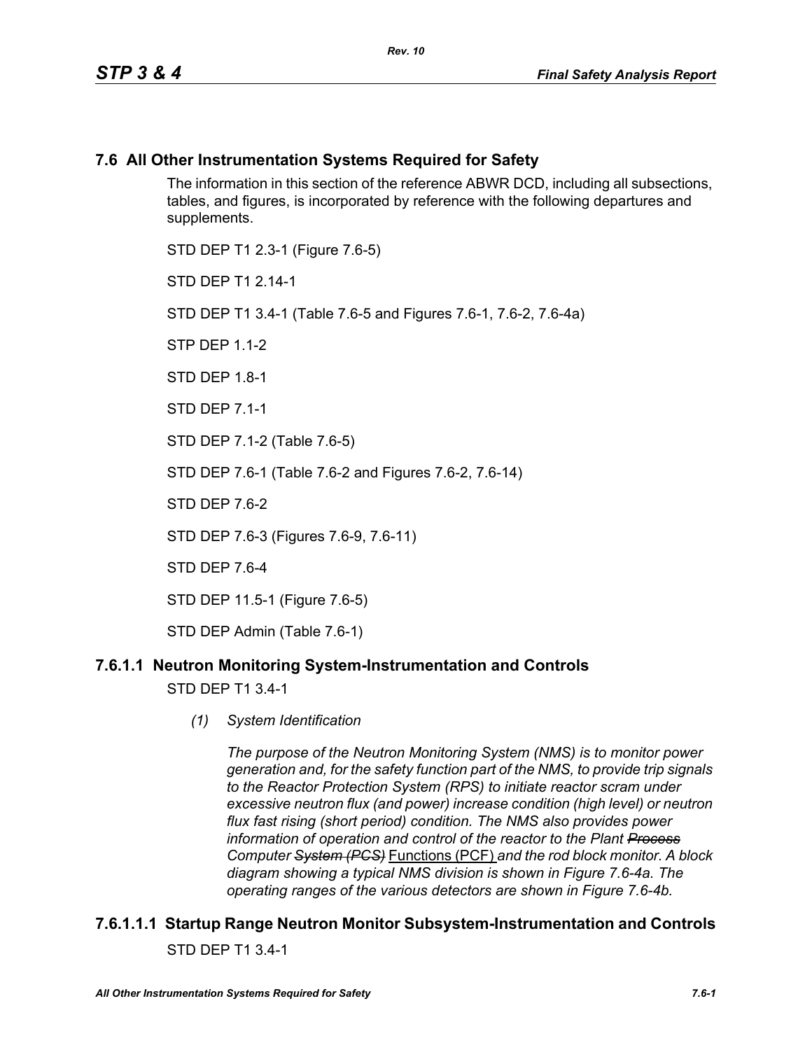## 7.6 All Other Instrumentation Systems Required for Safety

The information in this section of the reference ABWR DCD, including all subsections, tables, and figures, is incorporated by reference with the following departures and supplements.

STD DEP T1 2.3-1 (Figure 7.6-5)

STD DEP T1 2.14-1

STD DEP T1 3.4-1 (Table 7.6-5 and Figures 7.6-1, 7.6-2, 7.6-4a)

STP DEP 1.1-2

STD DEP 1.8-1

STD DEP 7.1-1

STD DEP 7.1-2 (Table 7.6-5)

STD DEP 7.6-1 (Table 7.6-2 and Figures 7.6-2, 7.6-14)

STD DEP 7.6-2

STD DEP 7.6-3 (Figures 7.6-9, 7.6-11)

STD DEP 7.6-4

STD DEP 11.5-1 (Figure 7.6-5)

STD DEP Admin (Table 7.6-1)

### 7.6.1.1 Neutron Monitoring System-Instrumentation and Controls

STD DEP T1 3.4-1

*(1) System Identification*

*The purpose of the Neutron Monitoring System (NMS) is to monitor power generation and, for the safety function part of the NMS, to provide trip signals to the Reactor Protection System (RPS) to initiate reactor scram under excessive neutron flux (and power) increase condition (high level) or neutron flux fast rising (short period) condition. The NMS also provides power information of operation and control of the reactor to the Plant ~~Process~~ Computer ~~System (PCS)~~* Functions (PCF) *and the rod block monitor. A block diagram showing a typical NMS division is shown in Figure 7.6-4a. The operating ranges of the various detectors are shown in Figure 7.6-4b.*

#### 7.6.1.1.1 Startup Range Neutron Monitor Subsystem-Instrumentation and Controls

STD DEP T1 3.4-1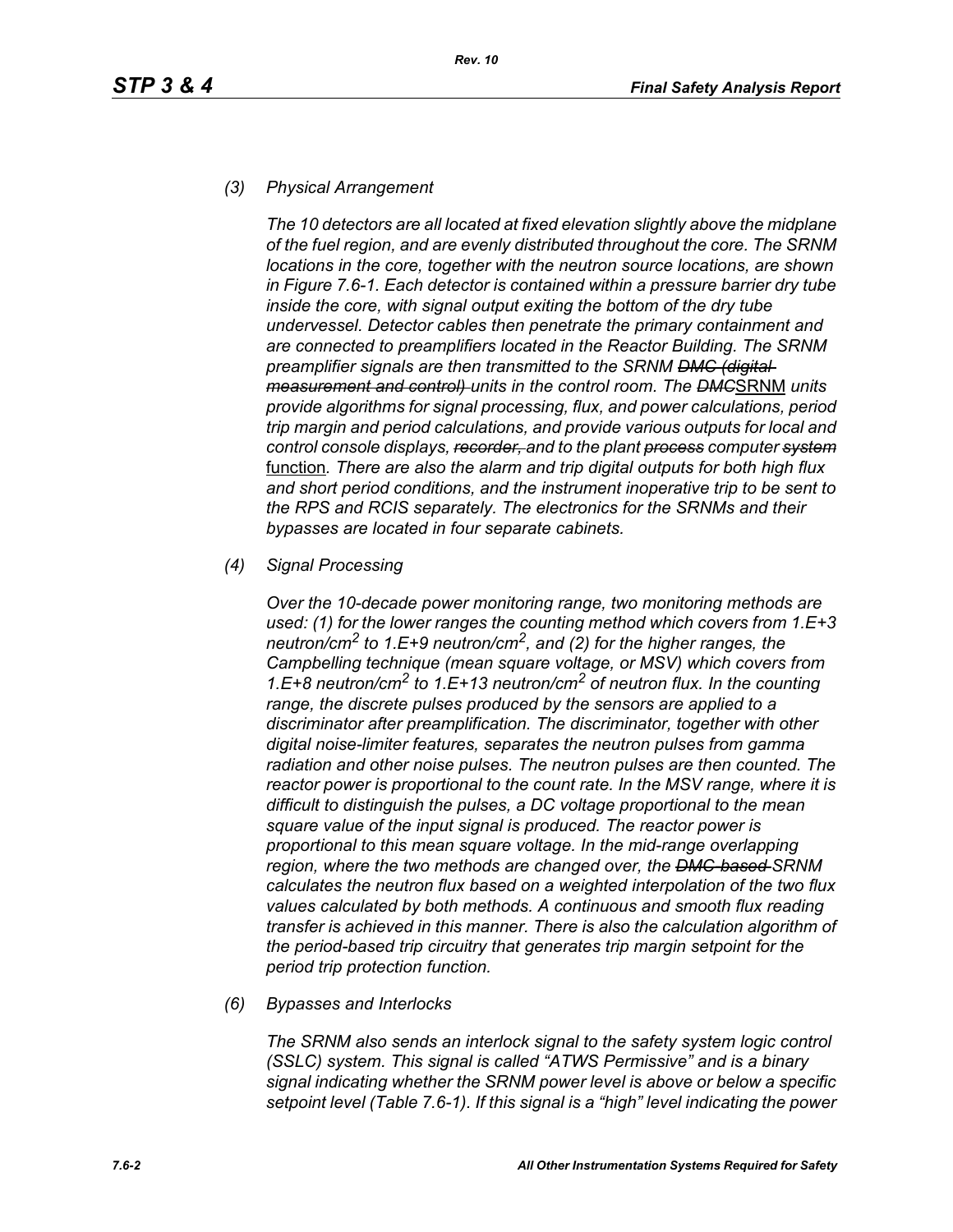*(3) Physical Arrangement*

*The 10 detectors are all located at fixed elevation slightly above the midplane of the fuel region, and are evenly distributed throughout the core. The SRNM locations in the core, together with the neutron source locations, are shown in Figure 7.6-1. Each detector is contained within a pressure barrier dry tube inside the core, with signal output exiting the bottom of the dry tube undervessel. Detector cables then penetrate the primary containment and are connected to preamplifiers located in the Reactor Building. The SRNM preamplifier signals are then transmitted to the SRNM ~~DMC (digital measurement and control)~~ units in the control room. The ~~DMC~~*SRNM *units provide algorithms for signal processing, flux, and power calculations, period trip margin and period calculations, and provide various outputs for local and control console displays, ~~recorder,~~ and to the plant ~~process~~ computer ~~system~~* function*. There are also the alarm and trip digital outputs for both high flux and short period conditions, and the instrument inoperative trip to be sent to the RPS and RCIS separately. The electronics for the SRNMs and their bypasses are located in four separate cabinets.*

*(4) Signal Processing*

*Over the 10-decade power monitoring range, two monitoring methods are used: (1) for the lower ranges the counting method which covers from 1.E+3 neutron/cm$^2$ to 1.E+9 neutron/cm$^2$, and (2) for the higher ranges, the Campbelling technique (mean square voltage, or MSV) which covers from 1.E+8 neutron/cm$^2$ to 1.E+13 neutron/cm$^2$ of neutron flux. In the counting range, the discrete pulses produced by the sensors are applied to a discriminator after preamplification. The discriminator, together with other digital noise-limiter features, separates the neutron pulses from gamma radiation and other noise pulses. The neutron pulses are then counted. The reactor power is proportional to the count rate. In the MSV range, where it is difficult to distinguish the pulses, a DC voltage proportional to the mean square value of the input signal is produced. The reactor power is proportional to this mean square voltage. In the mid-range overlapping region, where the two methods are changed over, the ~~DMC-based~~ SRNM calculates the neutron flux based on a weighted interpolation of the two flux values calculated by both methods. A continuous and smooth flux reading transfer is achieved in this manner. There is also the calculation algorithm of the period-based trip circuitry that generates trip margin setpoint for the period trip protection function.*

*(6) Bypasses and Interlocks*

*The SRNM also sends an interlock signal to the safety system logic control (SSLC) system. This signal is called "ATWS Permissive" and is a binary signal indicating whether the SRNM power level is above or below a specific setpoint level (Table 7.6-1). If this signal is a "high" level indicating the power*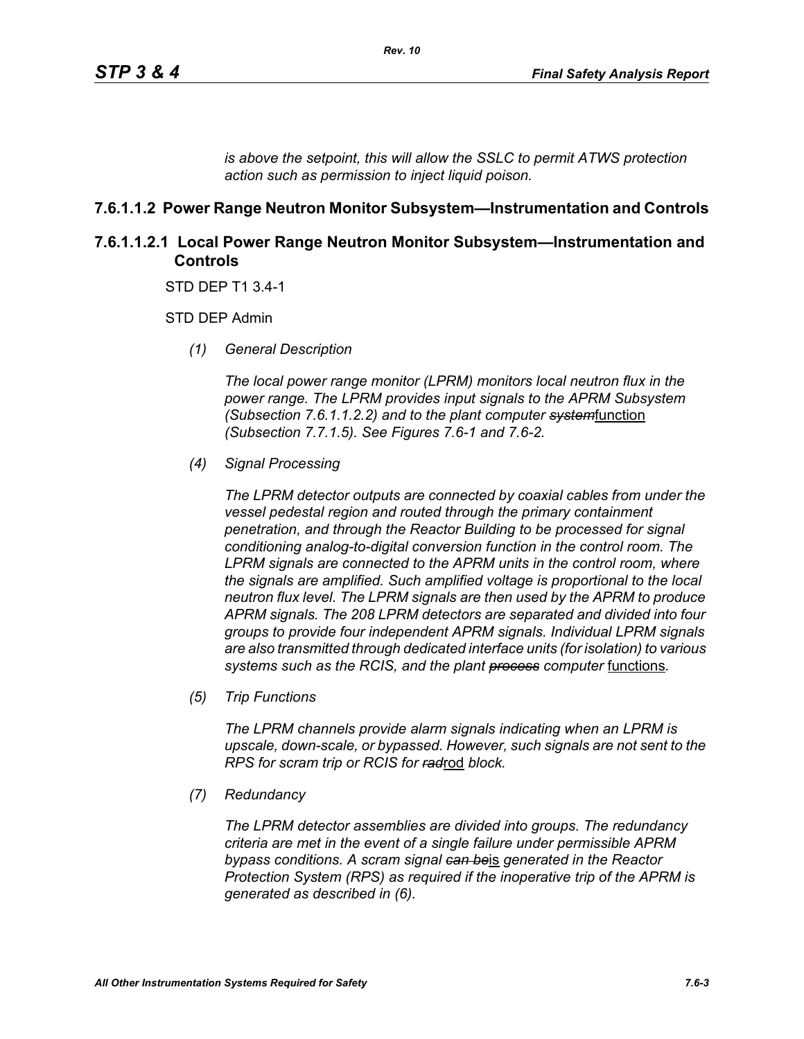*is above the setpoint, this will allow the SSLC to permit ATWS protection action such as permission to inject liquid poison.*

### 7.6.1.1.2 Power Range Neutron Monitor Subsystem—Instrumentation and Controls

#### 7.6.1.1.2.1 Local Power Range Neutron Monitor Subsystem—Instrumentation and Controls

STD DEP T1 3.4-1

STD DEP Admin

*(1) General Description*

*The local power range monitor (LPRM) monitors local neutron flux in the power range. The LPRM provides input signals to the APRM Subsystem (Subsection 7.6.1.1.2.2) and to the plant computer ~~system~~*function *(Subsection 7.7.1.5). See Figures 7.6-1 and 7.6-2.*

*(4) Signal Processing*

*The LPRM detector outputs are connected by coaxial cables from under the vessel pedestal region and routed through the primary containment penetration, and through the Reactor Building to be processed for signal conditioning analog-to-digital conversion function in the control room. The LPRM signals are connected to the APRM units in the control room, where the signals are amplified. Such amplified voltage is proportional to the local neutron flux level. The LPRM signals are then used by the APRM to produce APRM signals. The 208 LPRM detectors are separated and divided into four groups to provide four independent APRM signals. Individual LPRM signals are also transmitted through dedicated interface units (for isolation) to various systems such as the RCIS, and the plant ~~process~~ computer* functions*.*

*(5) Trip Functions*

*The LPRM channels provide alarm signals indicating when an LPRM is upscale, down-scale, or bypassed. However, such signals are not sent to the RPS for scram trip or RCIS for ~~rad~~*rod *block.*

*(7) Redundancy*

*The LPRM detector assemblies are divided into groups. The redundancy criteria are met in the event of a single failure under permissible APRM bypass conditions. A scram signal ~~can be~~*is *generated in the Reactor Protection System (RPS) as required if the inoperative trip of the APRM is generated as described in (6).*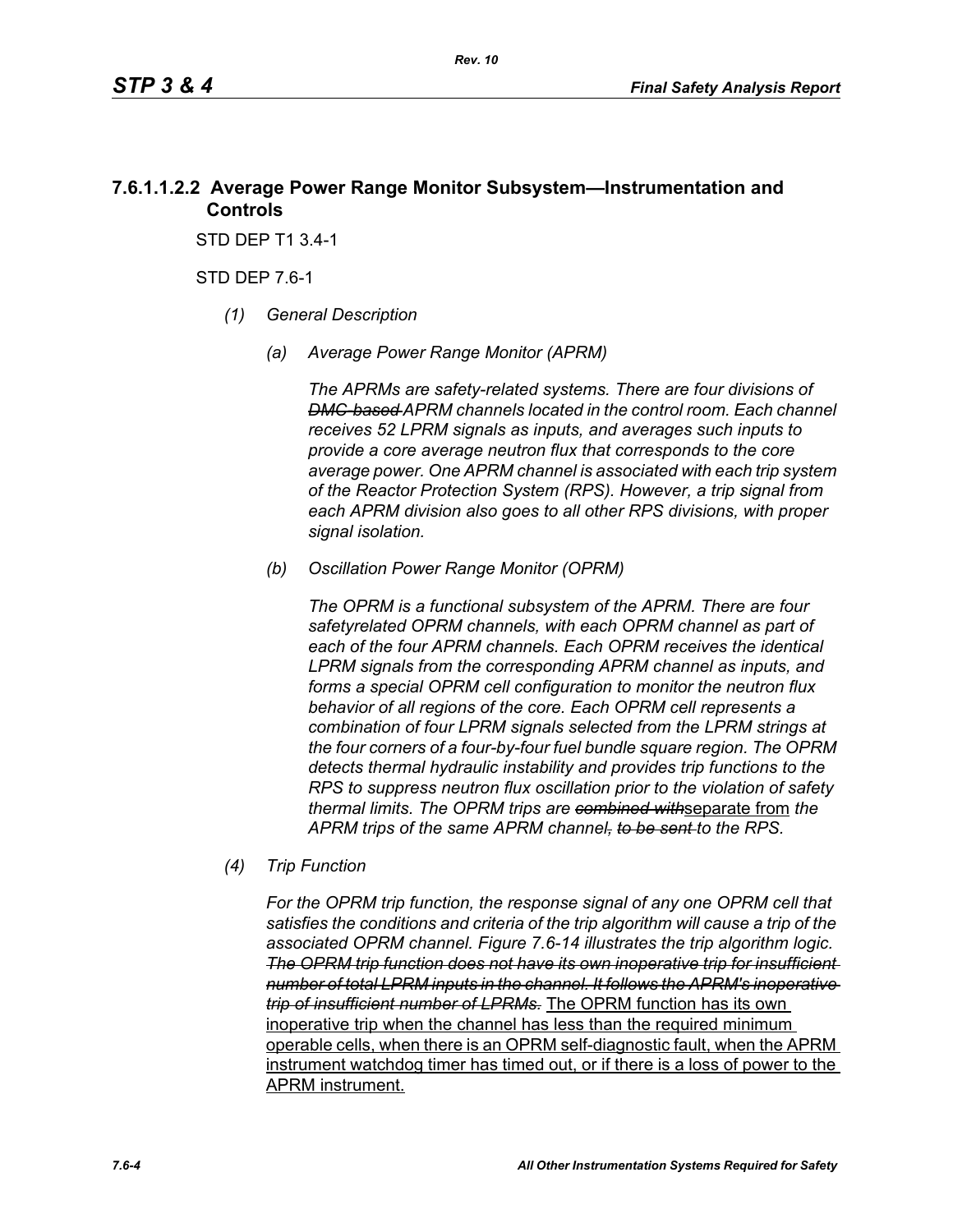### 7.6.1.1.2.2 Average Power Range Monitor Subsystem—Instrumentation and Controls

STD DEP T1 3.4-1

STD DEP 7.6-1

*(1) General Description*

*(a) Average Power Range Monitor (APRM)*

*The APRMs are safety-related systems. There are four divisions of ~~DMC-based~~ APRM channels located in the control room. Each channel receives 52 LPRM signals as inputs, and averages such inputs to provide a core average neutron flux that corresponds to the core average power. One APRM channel is associated with each trip system of the Reactor Protection System (RPS). However, a trip signal from each APRM division also goes to all other RPS divisions, with proper signal isolation.*

*(b) Oscillation Power Range Monitor (OPRM)*

*The OPRM is a functional subsystem of the APRM. There are four safetyrelated OPRM channels, with each OPRM channel as part of each of the four APRM channels. Each OPRM receives the identical LPRM signals from the corresponding APRM channel as inputs, and forms a special OPRM cell configuration to monitor the neutron flux behavior of all regions of the core. Each OPRM cell represents a combination of four LPRM signals selected from the LPRM strings at the four corners of a four-by-four fuel bundle square region. The OPRM detects thermal hydraulic instability and provides trip functions to the RPS to suppress neutron flux oscillation prior to the violation of safety thermal limits. The OPRM trips are ~~combined with~~*<u>separate from</u> *the APRM trips of the same APRM channel~~, to be sent~~ to the RPS.*

*(4) Trip Function*

*For the OPRM trip function, the response signal of any one OPRM cell that satisfies the conditions and criteria of the trip algorithm will cause a trip of the associated OPRM channel. Figure 7.6-14 illustrates the trip algorithm logic. ~~The OPRM trip function does not have its own inoperative trip for insufficient number of total LPRM inputs in the channel. It follows the APRM's inoperative trip of insufficient number of LPRMs.~~* <u>The OPRM function has its own inoperative trip when the channel has less than the required minimum operable cells, when there is an OPRM self-diagnostic fault, when the APRM instrument watchdog timer has timed out, or if there is a loss of power to the APRM instrument.</u>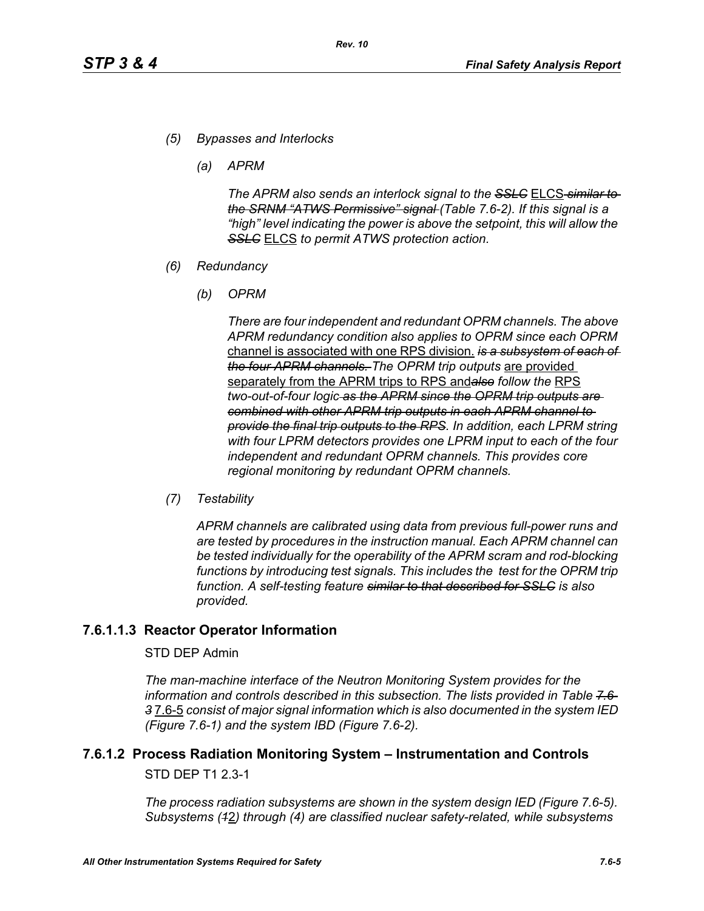*(5)* *Bypasses and Interlocks*

*(a)* *APRM*

*The APRM also sends an interlock signal to the* ~~*SSLC*~~ ELCS ~~*similar to the SRNM "ATWS Permissive" signal*~~ *(Table 7.6-2). If this signal is a "high" level indicating the power is above the setpoint, this will allow the* ~~*SSLC*~~ ELCS *to permit ATWS protection action.*

*(6)* *Redundancy*

*(b)* *OPRM*

*There are four independent and redundant OPRM channels. The above APRM redundancy condition also applies to OPRM since each OPRM* channel is associated with one RPS division. ~~*is a subsystem of each of the four APRM channels.*~~ *The OPRM trip outputs* are provided separately from the APRM trips to RPS and~~*also*~~ *follow the* RPS *two-out-of-four logic* ~~*as the APRM since the OPRM trip outputs are combined with other APRM trip outputs in each APRM channel to provide the final trip outputs to the RPS*~~*. In addition, each LPRM string with four LPRM detectors provides one LPRM input to each of the four independent and redundant OPRM channels. This provides core regional monitoring by redundant OPRM channels.*

*(7)* *Testability*

*APRM channels are calibrated using data from previous full-power runs and are tested by procedures in the instruction manual. Each APRM channel can be tested individually for the operability of the APRM scram and rod-blocking functions by introducing test signals. This includes the test for the OPRM trip function. A self-testing feature* ~~*similar to that described for SSLC*~~ *is also provided.*

### 7.6.1.1.3 Reactor Operator Information

STD DEP Admin

*The man-machine interface of the Neutron Monitoring System provides for the information and controls described in this subsection. The lists provided in Table* ~~*7.6-3*~~ 7.6-5 *consist of major signal information which is also documented in the system IED (Figure 7.6-1) and the system IBD (Figure 7.6-2).*

## 7.6.1.2 Process Radiation Monitoring System – Instrumentation and Controls

STD DEP T1 2.3-1

*The process radiation subsystems are shown in the system design IED (Figure 7.6-5). Subsystems (*~~*1*~~2*) through (4) are classified nuclear safety-related, while subsystems*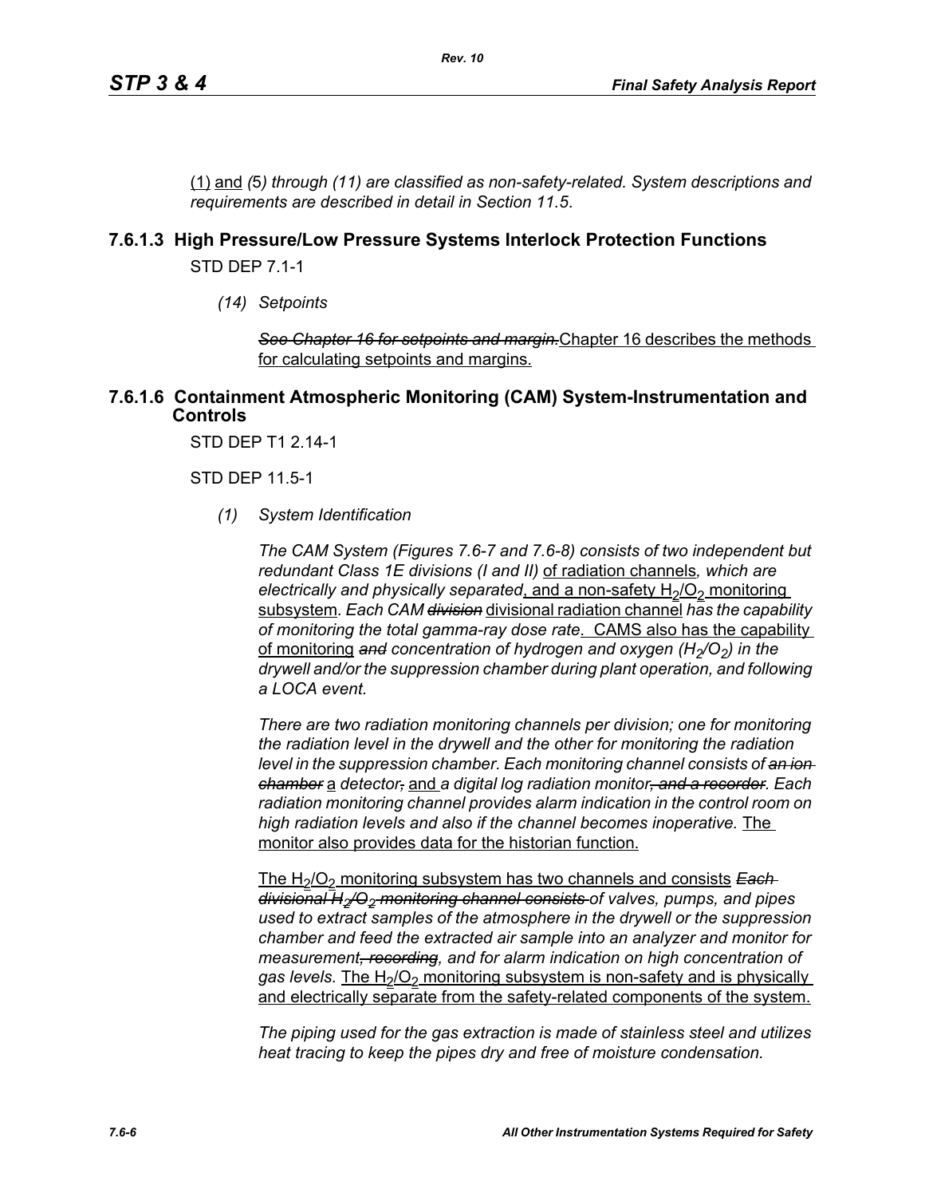(1) and (5) through (11) are classified as non-safety-related. System descriptions and requirements are described in detail in Section 11.5.

### 7.6.1.3 High Pressure/Low Pressure Systems Interlock Protection Functions

STD DEP 7.1-1

*(14) Setpoints*

~~*See Chapter 16 for setpoints and margin.*~~ Chapter 16 describes the methods for calculating setpoints and margins.

### 7.6.1.6 Containment Atmospheric Monitoring (CAM) System-Instrumentation and Controls

STD DEP T1 2.14-1

STD DEP 11.5-1

*(1) System Identification*

*The CAM System (Figures 7.6-7 and 7.6-8) consists of two independent but redundant Class 1E divisions (I and II)* of radiation channels*, which are electrically and physically separated*, and a non-safety $H_2/O_2$ monitoring subsystem*. Each CAM* ~~*division*~~ divisional radiation channel *has the capability of monitoring the total gamma-ray dose rate*. CAMS also has the capability of monitoring ~~*and*~~ *concentration of hydrogen and oxygen ($H_2/O_2$) in the drywell and/or the suppression chamber during plant operation, and following a LOCA event.*

*There are two radiation monitoring channels per division; one for monitoring the radiation level in the drywell and the other for monitoring the radiation level in the suppression chamber. Each monitoring channel consists of* ~~*an ion chamber*~~ a *detector*~~*,*~~ and *a digital log radiation monitor*~~*, and a recorder*~~*. Each radiation monitoring channel provides alarm indication in the control room on high radiation levels and also if the channel becomes inoperative.* The monitor also provides data for the historian function.

The $H_2/O_2$ monitoring subsystem has two channels and consists ~~*Each divisional $H_2/O_2$ monitoring channel consists*~~ *of valves, pumps, and pipes used to extract samples of the atmosphere in the drywell or the suppression chamber and feed the extracted air sample into an analyzer and monitor for measurement*~~*, recording*~~*, and for alarm indication on high concentration of gas levels.* The $H_2/O_2$ monitoring subsystem is non-safety and is physically and electrically separate from the safety-related components of the system.

*The piping used for the gas extraction is made of stainless steel and utilizes heat tracing to keep the pipes dry and free of moisture condensation.*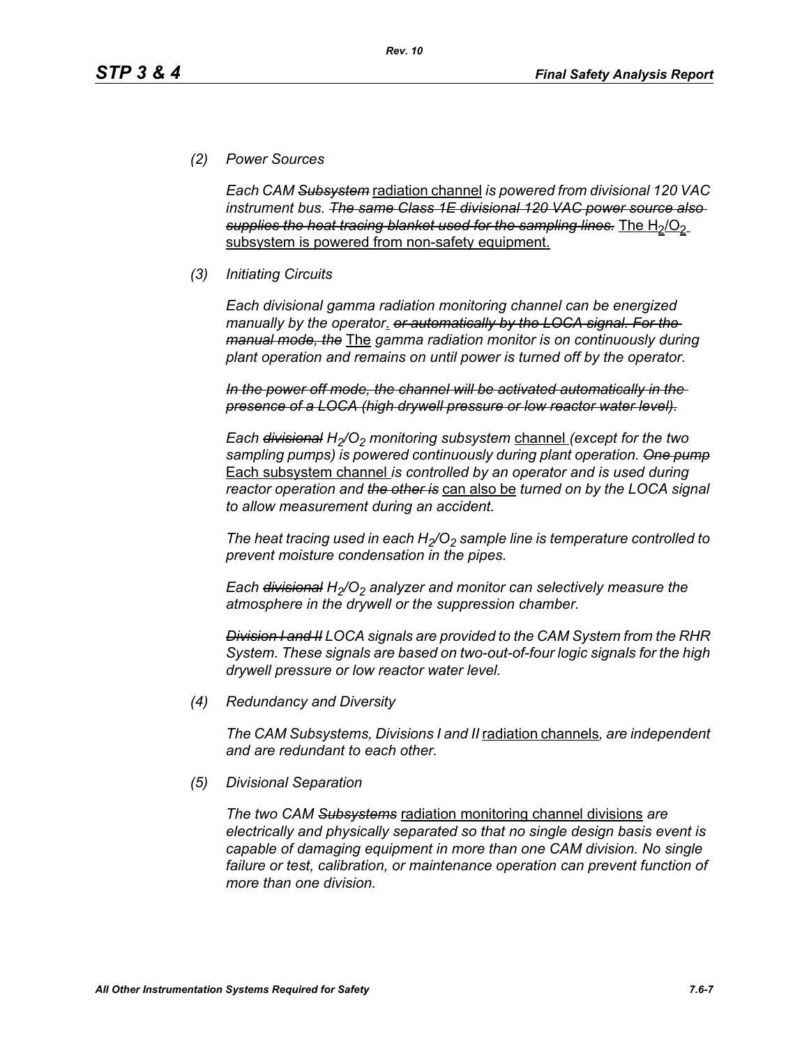*(2) Power Sources*

*Each CAM ~~Subsystem~~* radiation channel *is powered from divisional 120 VAC instrument bus. ~~The same Class 1E divisional 120 VAC power source also supplies the heat tracing blanket used for the sampling lines.~~* The $H_2/O_2$ subsystem is powered from non-safety equipment.

*(3) Initiating Circuits*

*Each divisional gamma radiation monitoring channel can be energized manually by the operator*. *~~or automatically by the LOCA signal. For the manual mode, the~~* The *gamma radiation monitor is on continuously during plant operation and remains on until power is turned off by the operator.*

*~~In the power off mode, the channel will be activated automatically in the presence of a LOCA (high drywell pressure or low reactor water level).~~*

*Each ~~divisional~~ $H_2/O_2$ monitoring subsystem* channel *(except for the two sampling pumps) is powered continuously during plant operation. ~~One pump~~* Each subsystem channel *is controlled by an operator and is used during reactor operation and ~~the other is~~* can also be *turned on by the LOCA signal to allow measurement during an accident.*

*The heat tracing used in each $H_2/O_2$ sample line is temperature controlled to prevent moisture condensation in the pipes.*

*Each ~~divisional~~ $H_2/O_2$ analyzer and monitor can selectively measure the atmosphere in the drywell or the suppression chamber.*

*~~Division I and II~~ LOCA signals are provided to the CAM System from the RHR System. These signals are based on two-out-of-four logic signals for the high drywell pressure or low reactor water level.*

*(4) Redundancy and Diversity*

*The CAM Subsystems, Divisions I and II* radiation channels*, are independent and are redundant to each other.*

*(5) Divisional Separation*

*The two CAM ~~Subsystems~~* radiation monitoring channel divisions *are electrically and physically separated so that no single design basis event is capable of damaging equipment in more than one CAM division. No single failure or test, calibration, or maintenance operation can prevent function of more than one division.*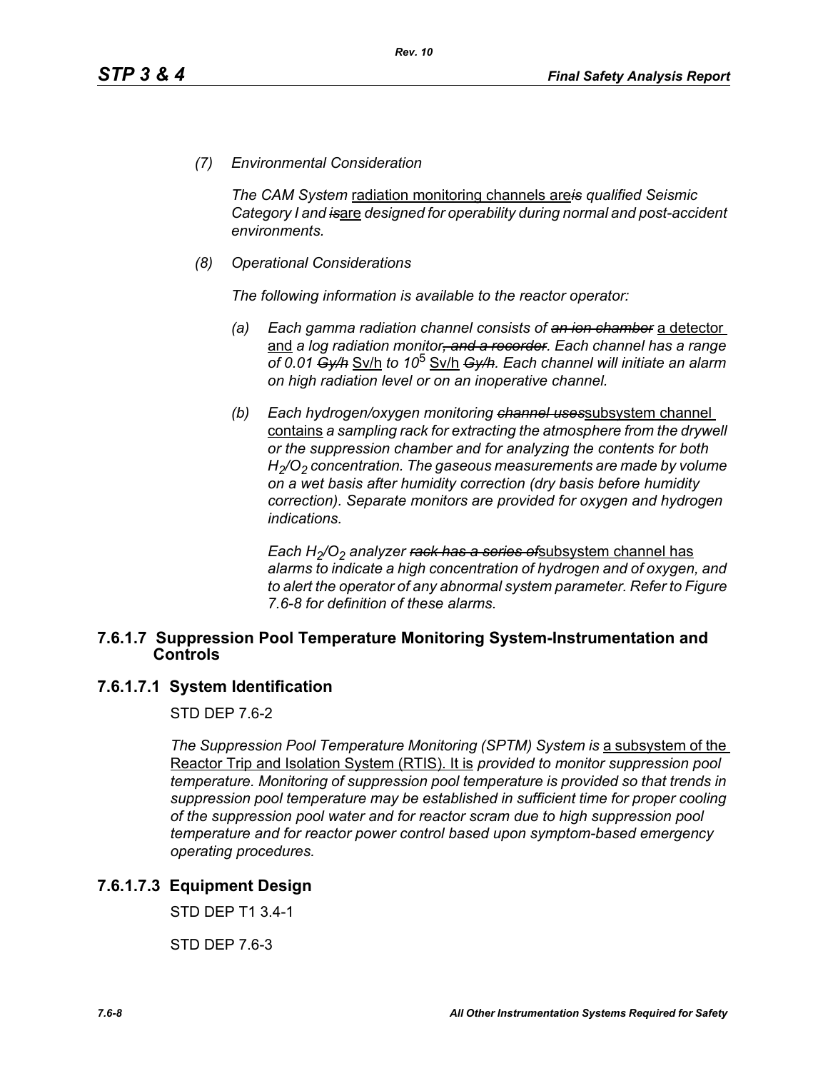*(7) Environmental Consideration*

*The CAM System* radiation monitoring channels are~~*is*~~ *qualified Seismic Category I and* ~~*is*~~are *designed for operability during normal and post-accident environments.*

*(8) Operational Considerations*

*The following information is available to the reactor operator:*

*(a) Each gamma radiation channel consists of* ~~*an ion chamber*~~ a detector and *a log radiation monitor*~~*, and a recorder*~~*. Each channel has a range of 0.01* ~~*Gy/h*~~ Sv/h *to* $10^5$ Sv/h ~~*Gy/h*~~*. Each channel will initiate an alarm on high radiation level or on an inoperative channel.*

*(b) Each hydrogen/oxygen monitoring* ~~*channel uses*~~subsystem channel contains *a sampling rack for extracting the atmosphere from the drywell or the suppression chamber and for analyzing the contents for both* $H_2/O_2$ *concentration. The gaseous measurements are made by volume on a wet basis after humidity correction (dry basis before humidity correction). Separate monitors are provided for oxygen and hydrogen indications.*

*Each* $H_2/O_2$ *analyzer* ~~*rack has a series of*~~subsystem channel has *alarms to indicate a high concentration of hydrogen and of oxygen, and to alert the operator of any abnormal system parameter. Refer to Figure 7.6-8 for definition of these alarms.*

### 7.6.1.7 Suppression Pool Temperature Monitoring System-Instrumentation and Controls

### 7.6.1.7.1 System Identification

STD DEP 7.6-2

*The Suppression Pool Temperature Monitoring (SPTM) System is* a subsystem of the Reactor Trip and Isolation System (RTIS). It is *provided to monitor suppression pool temperature. Monitoring of suppression pool temperature is provided so that trends in suppression pool temperature may be established in sufficient time for proper cooling of the suppression pool water and for reactor scram due to high suppression pool temperature and for reactor power control based upon symptom-based emergency operating procedures.*

### 7.6.1.7.3 Equipment Design

STD DEP T1 3.4-1

STD DEP 7.6-3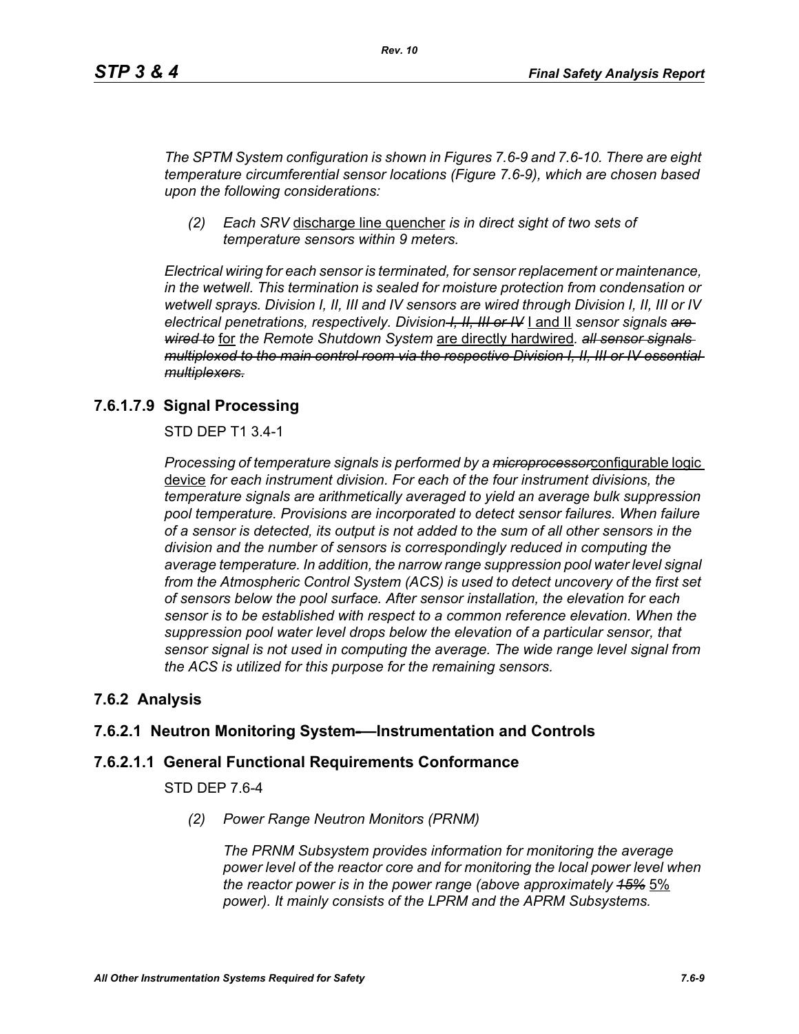*The SPTM System configuration is shown in Figures 7.6-9 and 7.6-10. There are eight temperature circumferential sensor locations (Figure 7.6-9), which are chosen based upon the following considerations:*

> *(2) Each SRV* <u>discharge line quencher</u> *is in direct sight of two sets of temperature sensors within 9 meters.*

*Electrical wiring for each sensor is terminated, for sensor replacement or maintenance, in the wetwell. This termination is sealed for moisture protection from condensation or wetwell sprays. Division I, II, III and IV sensors are wired through Division I, II, III or IV electrical penetrations, respectively. Division ~~I, II, III or IV~~* <u>I and II</u> *sensor signals ~~are wired to~~* <u>for</u> *the Remote Shutdown System* <u>are directly hardwired</u>*. ~~all sensor signals multiplexed to the main control room via the respective Division I, II, III or IV essential multiplexers.~~*

### 7.6.1.7.9 Signal Processing

STD DEP T1 3.4-1

*Processing of temperature signals is performed by a ~~microprocessor~~*<u>configurable logic device</u> *for each instrument division. For each of the four instrument divisions, the temperature signals are arithmetically averaged to yield an average bulk suppression pool temperature. Provisions are incorporated to detect sensor failures. When failure of a sensor is detected, its output is not added to the sum of all other sensors in the division and the number of sensors is correspondingly reduced in computing the average temperature. In addition, the narrow range suppression pool water level signal from the Atmospheric Control System (ACS) is used to detect uncovery of the first set of sensors below the pool surface. After sensor installation, the elevation for each sensor is to be established with respect to a common reference elevation. When the suppression pool water level drops below the elevation of a particular sensor, that sensor signal is not used in computing the average. The wide range level signal from the ACS is utilized for this purpose for the remaining sensors.*

## 7.6.2 Analysis

### 7.6.2.1 Neutron Monitoring System—Instrumentation and Controls

### 7.6.2.1.1 General Functional Requirements Conformance

STD DEP 7.6-4

> *(2) Power Range Neutron Monitors (PRNM)*
>
> *The PRNM Subsystem provides information for monitoring the average power level of the reactor core and for monitoring the local power level when the reactor power is in the power range (above approximately ~~15%~~* <u>5%</u> *power). It mainly consists of the LPRM and the APRM Subsystems.*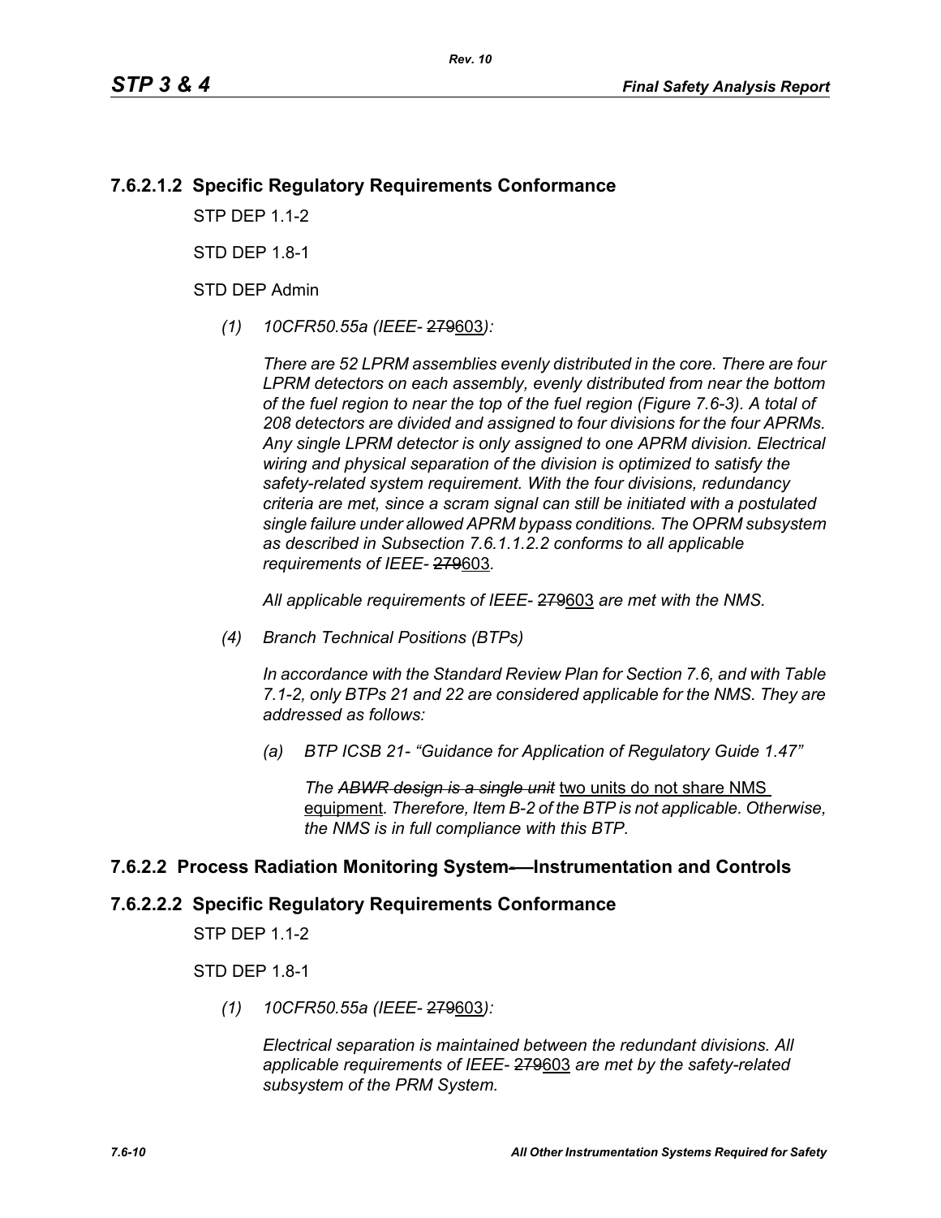### 7.6.2.1.2 Specific Regulatory Requirements Conformance

STP DEP 1.1-2

STD DEP 1.8-1

STD DEP Admin

*(1) 10CFR50.55a (IEEE-* ~~279~~603*):*

*There are 52 LPRM assemblies evenly distributed in the core. There are four LPRM detectors on each assembly, evenly distributed from near the bottom of the fuel region to near the top of the fuel region (Figure 7.6-3). A total of 208 detectors are divided and assigned to four divisions for the four APRMs. Any single LPRM detector is only assigned to one APRM division. Electrical wiring and physical separation of the division is optimized to satisfy the safety-related system requirement. With the four divisions, redundancy criteria are met, since a scram signal can still be initiated with a postulated single failure under allowed APRM bypass conditions. The OPRM subsystem as described in Subsection 7.6.1.1.2.2 conforms to all applicable requirements of IEEE-* ~~279~~603*.*

*All applicable requirements of IEEE-* ~~279~~603 *are met with the NMS.*

*(4) Branch Technical Positions (BTPs)*

*In accordance with the Standard Review Plan for Section 7.6, and with Table 7.1-2, only BTPs 21 and 22 are considered applicable for the NMS. They are addressed as follows:*

*(a) BTP ICSB 21- "Guidance for Application of Regulatory Guide 1.47"*

*The* ~~*ABWR design is a single unit*~~ two units do not share NMS equipment*. Therefore, Item B-2 of the BTP is not applicable. Otherwise, the NMS is in full compliance with this BTP.*

### 7.6.2.2 Process Radiation Monitoring System—Instrumentation and Controls

### 7.6.2.2.2 Specific Regulatory Requirements Conformance

STP DEP 1.1-2

STD DEP 1.8-1

*(1) 10CFR50.55a (IEEE-* ~~279~~603*):*

*Electrical separation is maintained between the redundant divisions. All applicable requirements of IEEE-* ~~279~~603 *are met by the safety-related subsystem of the PRM System.*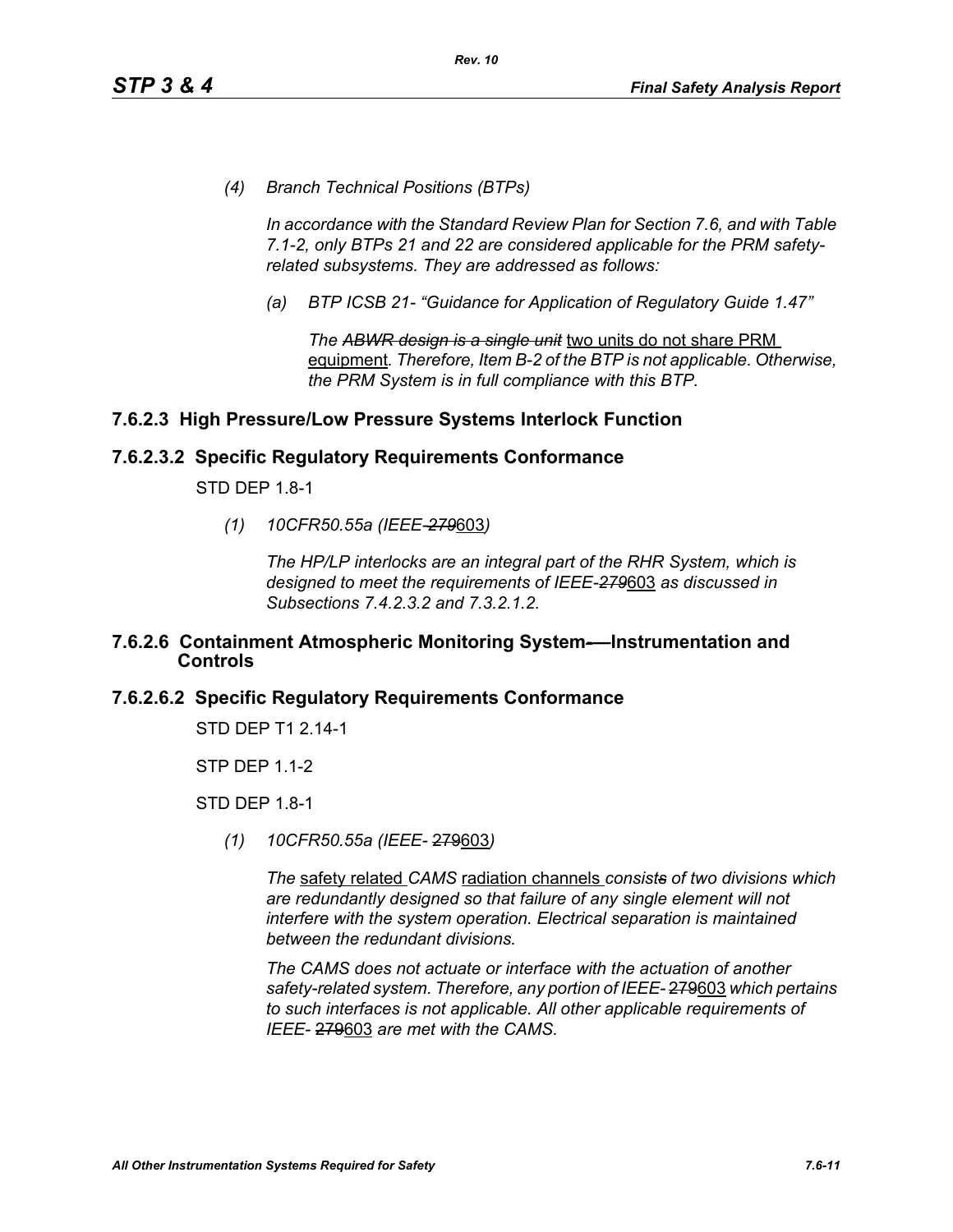*(4) Branch Technical Positions (BTPs)*

*In accordance with the Standard Review Plan for Section 7.6, and with Table 7.1-2, only BTPs 21 and 22 are considered applicable for the PRM safety-related subsystems. They are addressed as follows:*

*(a) BTP ICSB 21- "Guidance for Application of Regulatory Guide 1.47"*

*The ~~ABWR design is a single unit~~* two units do not share PRM equipment*. Therefore, Item B-2 of the BTP is not applicable. Otherwise, the PRM System is in full compliance with this BTP.*

### 7.6.2.3 High Pressure/Low Pressure Systems Interlock Function

### 7.6.2.3.2 Specific Regulatory Requirements Conformance

STD DEP 1.8-1

*(1) 10CFR50.55a (IEEE-~~279~~*603*)*

*The HP/LP interlocks are an integral part of the RHR System, which is designed to meet the requirements of IEEE-~~279~~*603 *as discussed in Subsections 7.4.2.3.2 and 7.3.2.1.2.*

### 7.6.2.6 Containment Atmospheric Monitoring System——Instrumentation and Controls

### 7.6.2.6.2 Specific Regulatory Requirements Conformance

STD DEP T1 2.14-1

STP DEP 1.1-2

STD DEP 1.8-1

*(1) 10CFR50.55a (IEEE-* ~~279~~603*)*

*The* safety related *CAMS* radiation channels *consist~~s~~ of two divisions which are redundantly designed so that failure of any single element will not interfere with the system operation. Electrical separation is maintained between the redundant divisions.*

*The CAMS does not actuate or interface with the actuation of another safety-related system. Therefore, any portion of IEEE-* ~~279~~603 *which pertains to such interfaces is not applicable. All other applicable requirements of IEEE-* ~~279~~603 *are met with the CAMS.*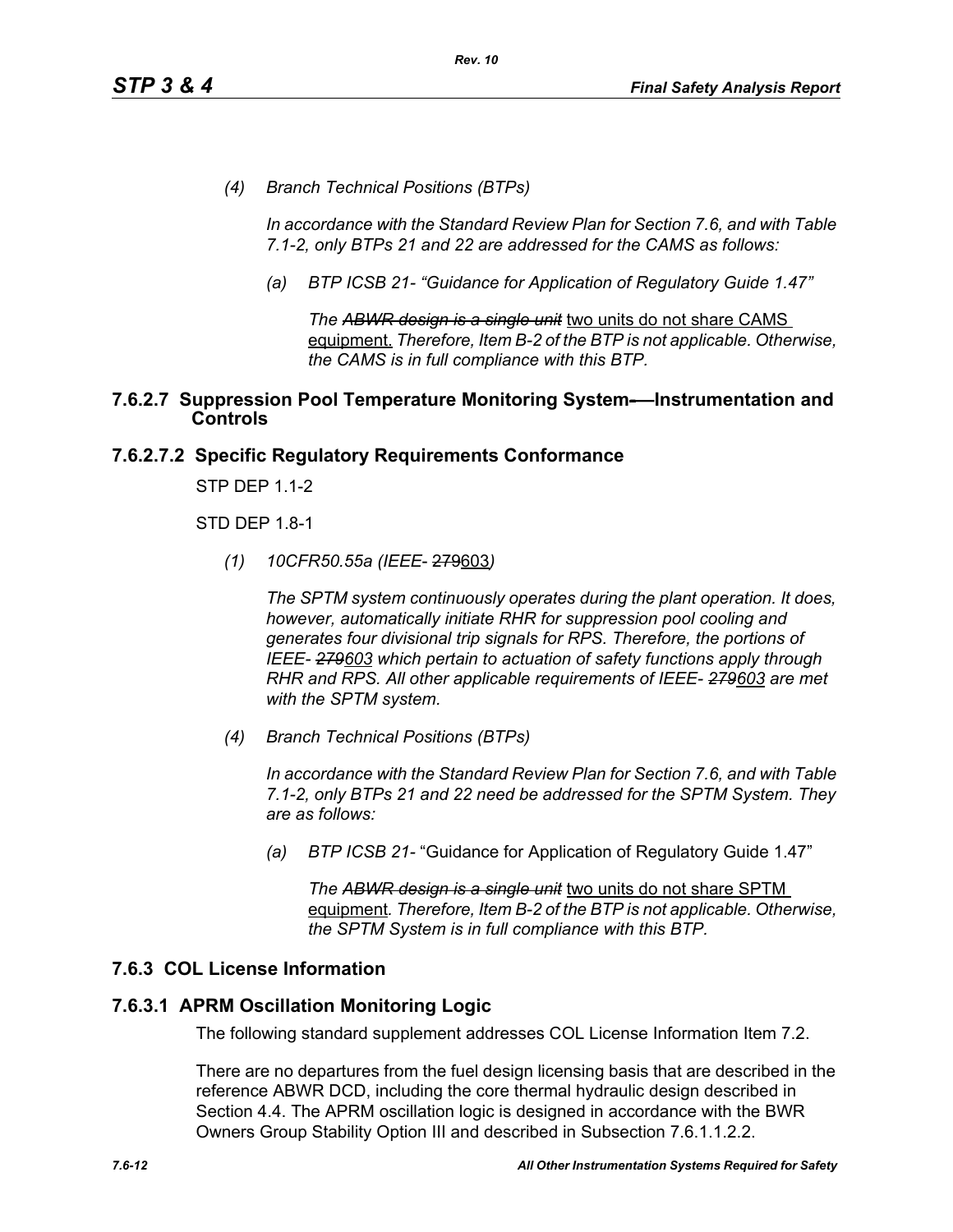*(4) Branch Technical Positions (BTPs)*

*In accordance with the Standard Review Plan for Section 7.6, and with Table 7.1-2, only BTPs 21 and 22 are addressed for the CAMS as follows:*

*(a) BTP ICSB 21- "Guidance for Application of Regulatory Guide 1.47"*

*The ~~ABWR design is a single unit~~* two units do not share CAMS equipment. *Therefore, Item B-2 of the BTP is not applicable. Otherwise, the CAMS is in full compliance with this BTP.*

### 7.6.2.7 Suppression Pool Temperature Monitoring System—Instrumentation and Controls

### 7.6.2.7.2 Specific Regulatory Requirements Conformance

STP DEP 1.1-2

STD DEP 1.8-1

*(1) 10CFR50.55a (IEEE- ~~279~~*603*)*

*The SPTM system continuously operates during the plant operation. It does, however, automatically initiate RHR for suppression pool cooling and generates four divisional trip signals for RPS. Therefore, the portions of IEEE- ~~279~~603 which pertain to actuation of safety functions apply through RHR and RPS. All other applicable requirements of IEEE- ~~279~~603 are met with the SPTM system.*

*(4) Branch Technical Positions (BTPs)*

*In accordance with the Standard Review Plan for Section 7.6, and with Table 7.1-2, only BTPs 21 and 22 need be addressed for the SPTM System. They are as follows:*

*(a) BTP ICSB 21-* "Guidance for Application of Regulatory Guide 1.47"

*The ~~ABWR design is a single unit~~* two units do not share SPTM equipment*. Therefore, Item B-2 of the BTP is not applicable. Otherwise, the SPTM System is in full compliance with this BTP.*

## 7.6.3 COL License Information

### 7.6.3.1 APRM Oscillation Monitoring Logic

The following standard supplement addresses COL License Information Item 7.2.

There are no departures from the fuel design licensing basis that are described in the reference ABWR DCD, including the core thermal hydraulic design described in Section 4.4. The APRM oscillation logic is designed in accordance with the BWR Owners Group Stability Option III and described in Subsection 7.6.1.1.2.2.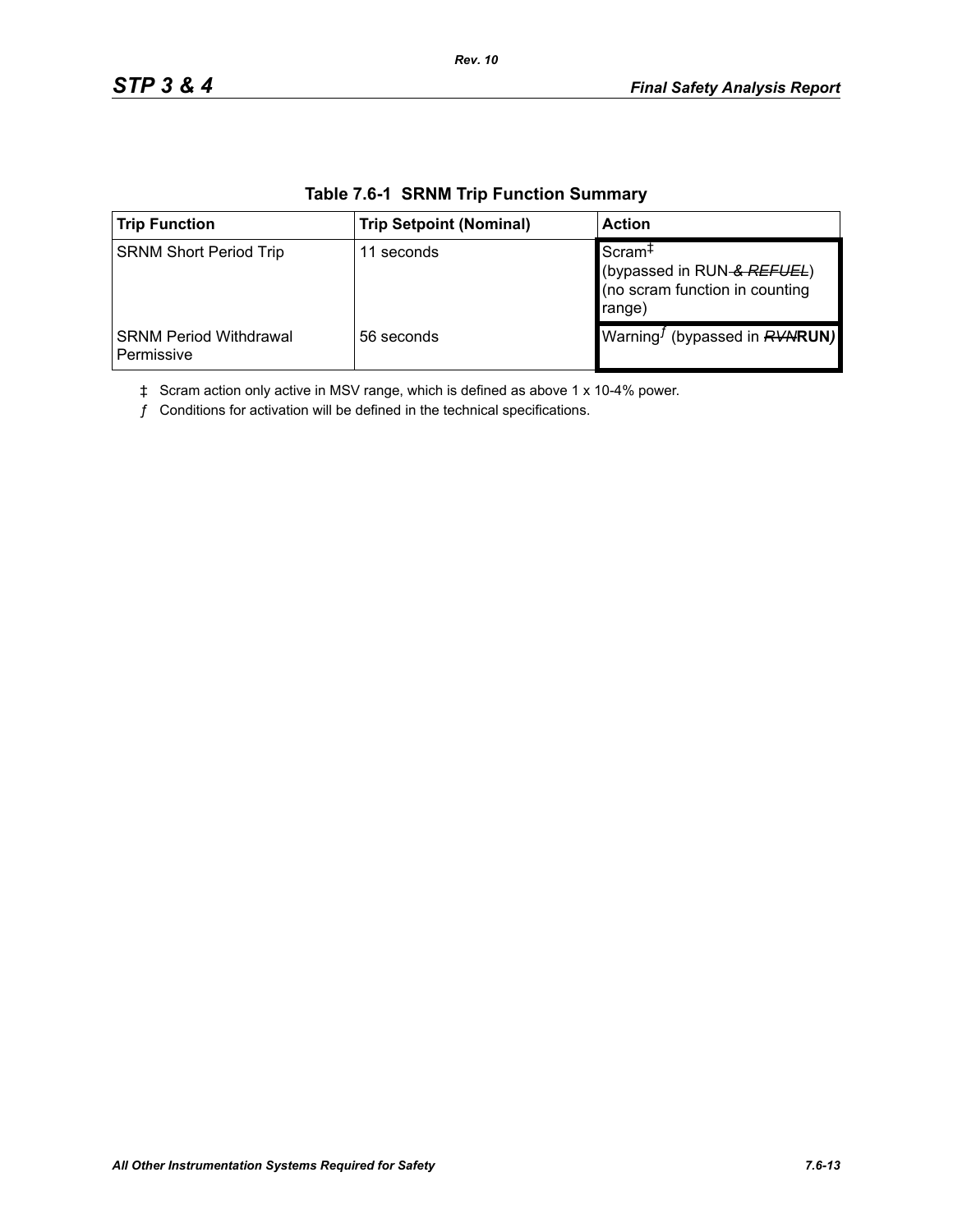**Table 7.6-1 SRNM Trip Function Summary**

| Trip Function | Trip Setpoint (Nominal) | Action |
|---|---|---|
| SRNM Short Period Trip | 11 seconds | Scram‡ (bypassed in RUN ~~& REFUEL~~) (no scram function in counting range) |
| SRNM Period Withdrawal Permissive | 56 seconds | Warning*ƒ* (bypassed in ~~RVN~~**RUN**) |

‡ Scram action only active in MSV range, which is defined as above 1 x 10-4% power.

*ƒ* Conditions for activation will be defined in the technical specifications.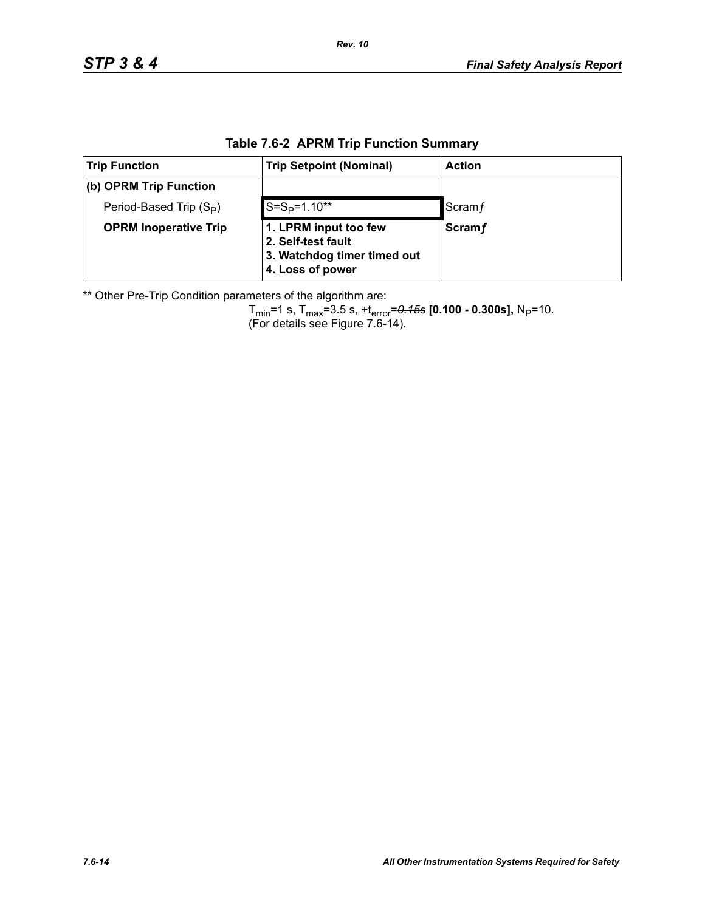**Table 7.6-2 APRM Trip Function Summary**

| Trip Function | Trip Setpoint (Nominal) | Action |
|---|---|---|
| **(b) OPRM Trip Function** | | |
| Period-Based Trip ($S_P$) | $S=S_P=1.10$** | Scram*ƒ* |
| **OPRM Inoperative Trip** | **1. LPRM input too few**<br>**2. Self-test fault**<br>**3. Watchdog timer timed out**<br>**4. Loss of power** | **Scram*ƒ*** |

** Other Pre-Trip Condition parameters of the algorithm are:

$T_{min}$=1 s, $T_{max}$=3.5 s, $\pm t_{error}$=~~*0.15s*~~ **[0.100 - 0.300s],** $N_P$=10.
(For details see Figure 7.6-14).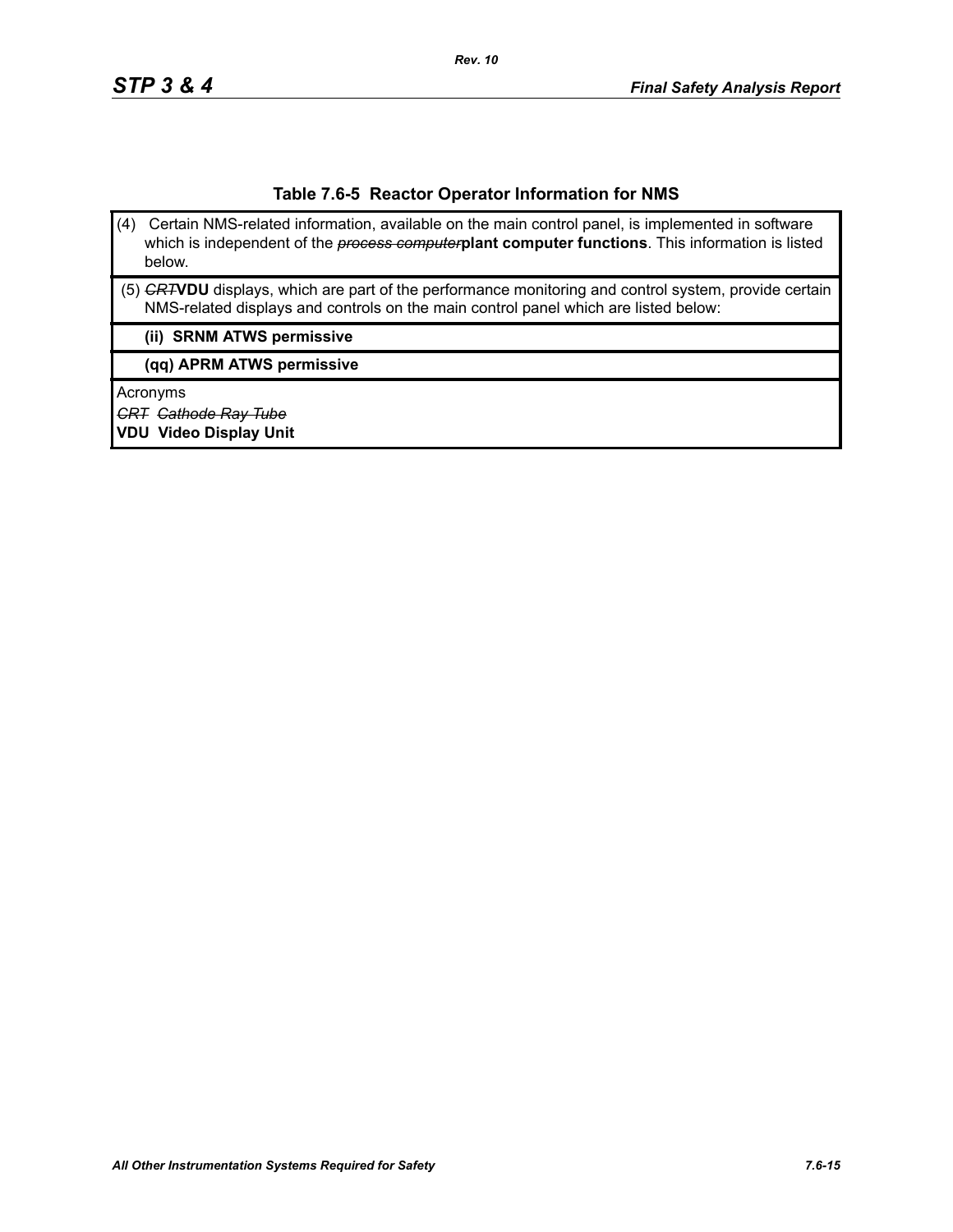**Table 7.6-5 Reactor Operator Information for NMS**

| |
|---|
| (4) Certain NMS-related information, available on the main control panel, is implemented in software which is independent of the ~~*process computer*~~**plant computer functions**. This information is listed below. |
| (5) ~~*CRT*~~**VDU** displays, which are part of the performance monitoring and control system, provide certain NMS-related displays and controls on the main control panel which are listed below: |
| **(ii) SRNM ATWS permissive** |
| **(qq) APRM ATWS permissive** |
| Acronyms<br>~~*CRT Cathode Ray Tube*~~<br>**VDU Video Display Unit** |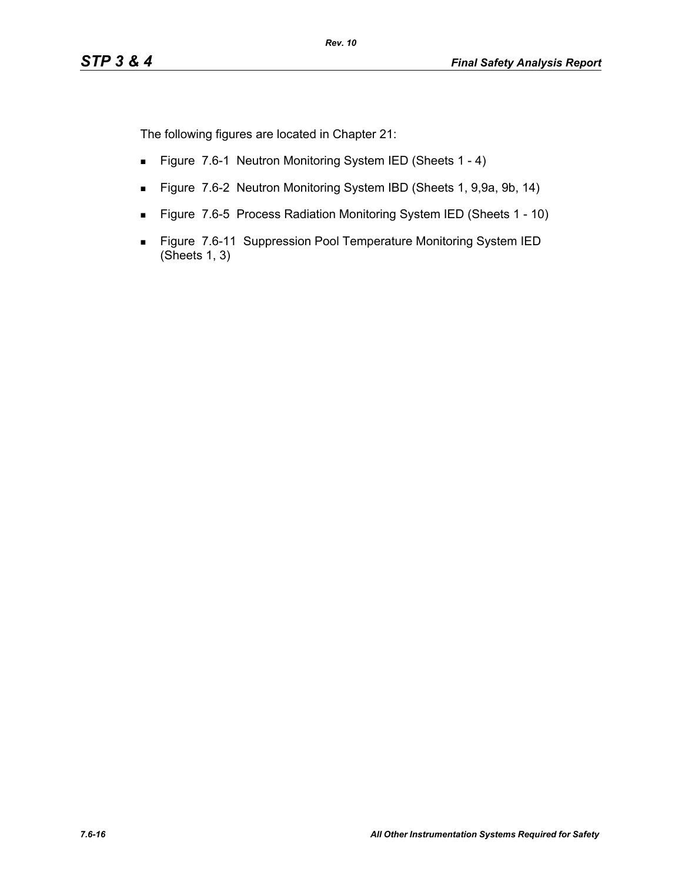The following figures are located in Chapter 21:

- Figure 7.6-1 Neutron Monitoring System IED (Sheets 1 - 4)
- Figure 7.6-2 Neutron Monitoring System IBD (Sheets 1, 9,9a, 9b, 14)
- Figure 7.6-5 Process Radiation Monitoring System IED (Sheets 1 - 10)
- Figure 7.6-11 Suppression Pool Temperature Monitoring System IED (Sheets 1, 3)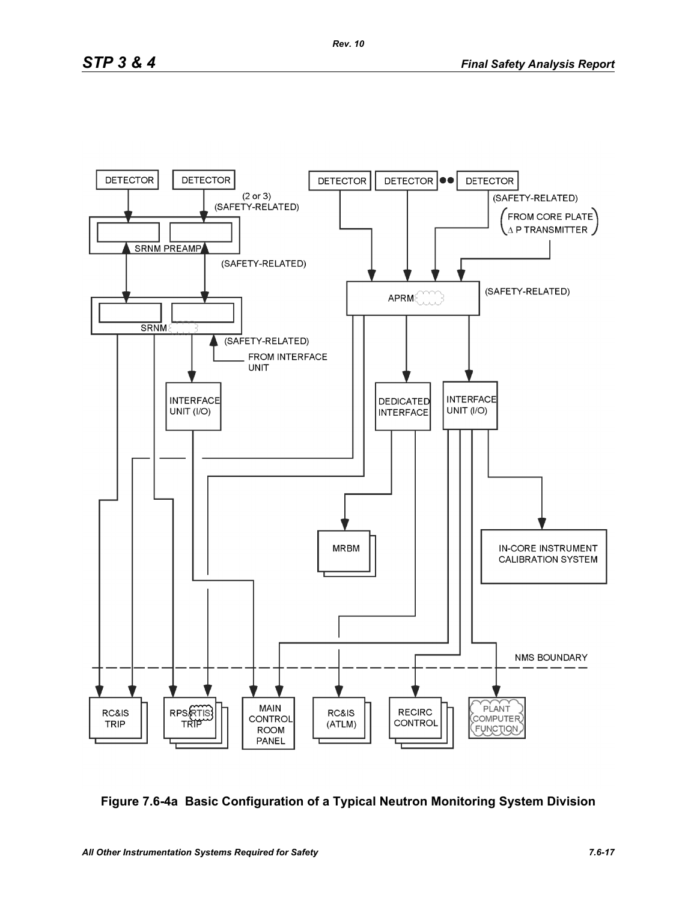DETECTOR

DETECTOR

(2 or 3)
(SAFETY-RELATED)

SRNM PREAMP

(SAFETY-RELATED)

SRNM

(SAFETY-RELATED)

FROM INTERFACE UNIT

INTERFACE UNIT (I/O)

DETECTOR

DETECTOR

DETECTOR

(SAFETY-RELATED)

(FROM CORE PLATE Δ P TRANSMITTER)

APRM

(SAFETY-RELATED)

DEDICATED INTERFACE

INTERFACE UNIT (I/O)

MRBM

IN-CORE INSTRUMENT CALIBRATION SYSTEM

NMS BOUNDARY

RC&IS TRIP

RPS/RTIS TRIP

MAIN CONTROL ROOM PANEL

RC&IS (ATLM)

RECIRC CONTROL

PLANT COMPUTER FUNCTION

**Figure 7.6-4a Basic Configuration of a Typical Neutron Monitoring System Division**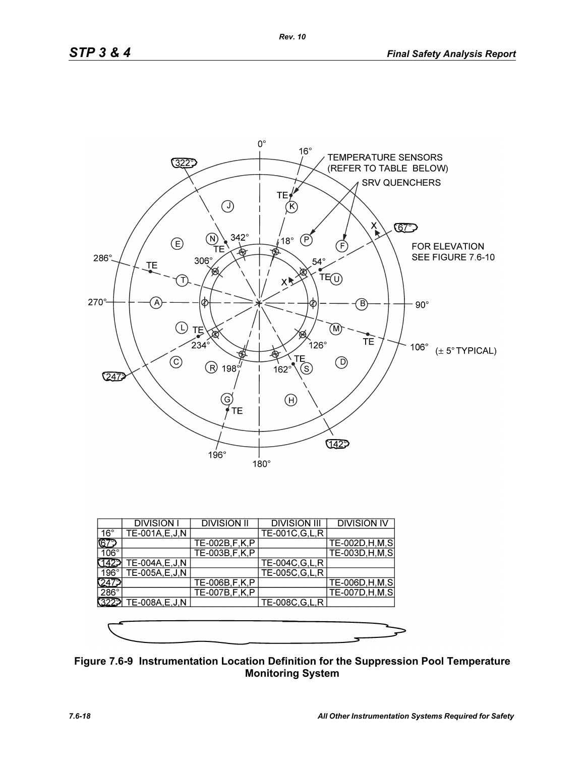| | DIVISION I | DIVISION II | DIVISION III | DIVISION IV |
|---|---|---|---|---|
| 16° | TE-001A,E,J,N | | TE-001C,G,L,R | |
| 67° | | TE-002B,F,K,P | | TE-002D,H,M,S |
| 106° | | TE-003B,F,K,P | | TE-003D,H,M,S |
| 142° | TE-004A,E,J,N | | TE-004C,G,L,R | |
| 196° | TE-005A,E,J,N | | TE-005C,G,L,R | |
| 247° | | TE-006B,F,K,P | | TE-006D,H,M,S |
| 286° | | TE-007B,F,K,P | | TE-007D,H,M,S |
| 322° | TE-008A,E,J,N | | TE-008C,G,L,R | |

**Figure 7.6-9 Instrumentation Location Definition for the Suppression Pool Temperature Monitoring System**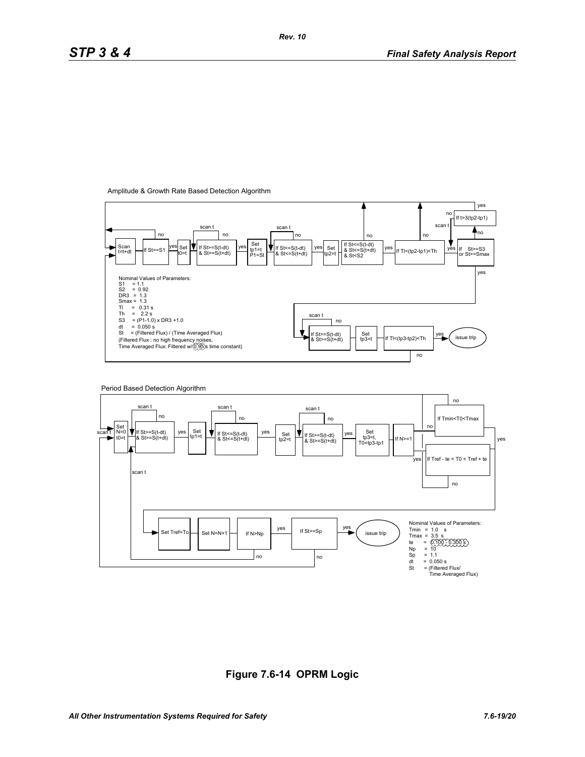Amplitude & Growth Rate Based Detection Algorithm

Scan t=t+dt

If St>=S1

Set t0=t

If St>=S(t-dt) & St>=S(t+dt)

Set tp1=t P1=St

If St<=S(t-dt) & St<=S(t+dt)

Set tp2=t

If St<=S(t-dt) & St<=S(t+dt) & St<S2

If Tl<(tp2-tp1)<Th

If St>=S3 or St>=Smax

If t>3(tp2-tp1)

If St>=S(t-dt) & St>=S(t+dt)

Set tp3=t

If Tl<(tp3-tp2)<Th

issue trip

yes
no
scan t

Nominal Values of Parameters:
S1 = 1.1
S2 = 0.92
DR3 = 1.3
Smax = 1.3
Tl = 0.31 s
Th = 2.2 s
S3 = (P1-1.0) x DR3 +1.0
dt = 0.050 s
St = (Filtered Flux) / (Time Averaged Flux)
(Filtered Flux : no high frequency noises,
Time Averaged Flux: Filtered w/ 0.95 s time constant)

Period Based Detection Algorithm

Set N=0 t0=t

If St>=S(t-dt) & St>=S(t+dt)

Set tp1=t

If St<=S(t-dt) & St<=S(t+dt)

Set tp2=t

If St>=S(t-dt) & St>=S(t+dt)

Set tp3=t, T0=tp3-tp1

If N>=1

If Tmin<T0<Tmax

If Tref - te < T0 < Tref + te

Set Tref=To

Set N=N+1

If N>Np

If St>=Sp

issue trip

yes
no
scan t

Nominal Values of Parameters:
Tmin = 1.0 s
Tmax = 3.5 s
te = 0.100 - 0.300 s
Np = 10
Sp = 1.1
dt = 0.050 s
St = (Filtered Flux/ Time Averaged Flux)

**Figure 7.6-14 OPRM Logic**